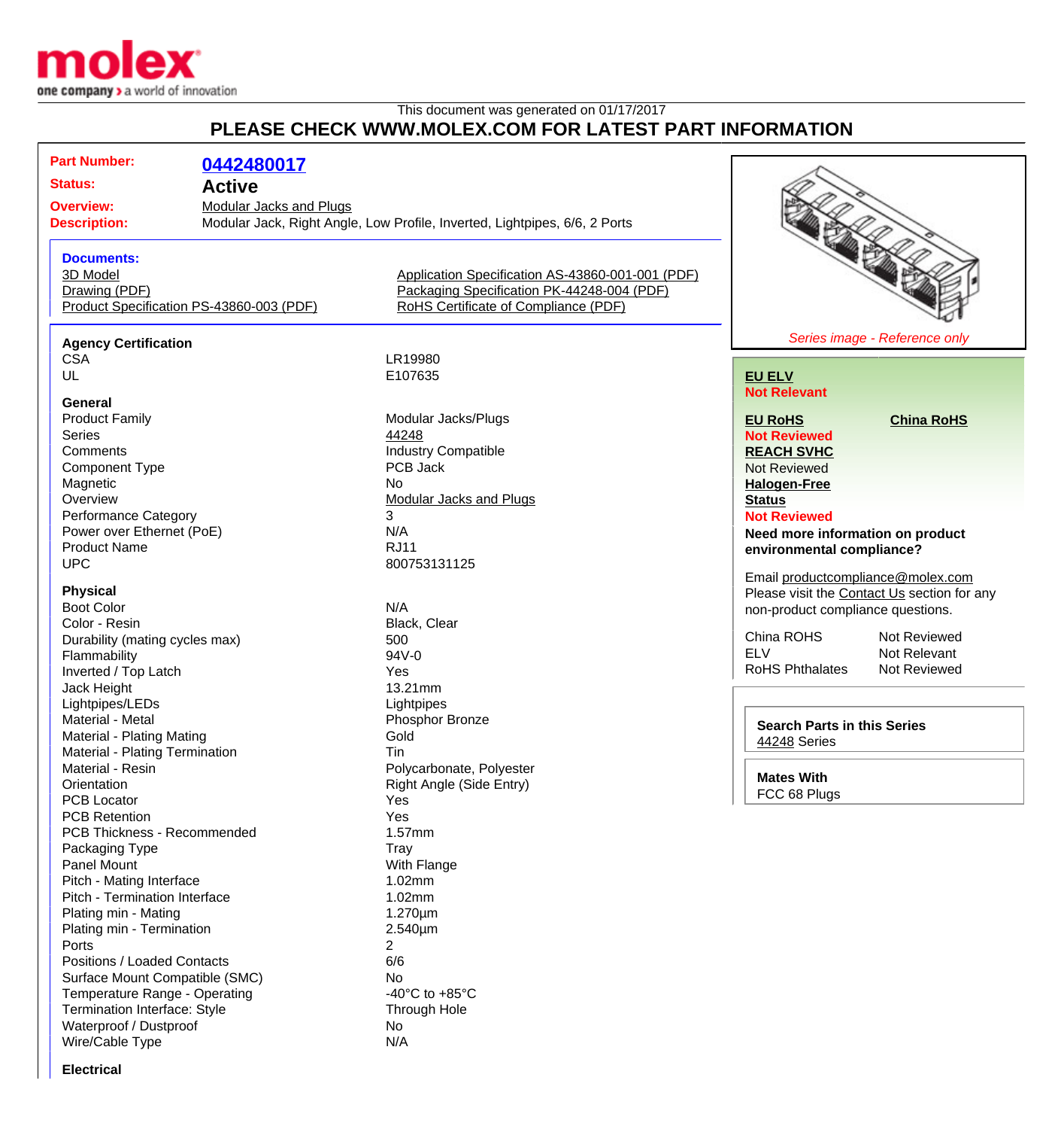This document was generated on 01/17/2017

# PLEASE CHECK WWW.MOLEX.COM FOR LATEST PART INFORMATION

**Part Number:** 0442480017

**Status:** Active

**Overview:** Modular Jacks and Plugs

**Description:** Modular Jack, Right Angle, Low Profile, Inverted, Lightpipes, 6/6, 2 Ports

**Documents:**

- 3D Model
- Drawing (PDF)
- Product Specification PS-43860-003 (PDF)
- Application Specification AS-43860-001-001 (PDF)
- Packaging Specification PK-44248-004 (PDF)
- RoHS Certificate of Compliance (PDF)

*Series image - Reference only*

**EU ELV**
Not Relevant

**EU RoHS**
Not Reviewed

**China RoHS**

**REACH SVHC**
Not Reviewed

**Halogen-Free Status**
Not Reviewed

**Need more information on product environmental compliance?**

Email productcompliance@molex.com
Please visit the Contact Us section for any non-product compliance questions.

| | |
|---|---|
| China ROHS | Not Reviewed |
| ELV | Not Relevant |
| RoHS Phthalates | Not Reviewed |

**Search Parts in this Series**
44248 Series

**Mates With**
FCC 68 Plugs

### Agency Certification

| | |
|---|---|
| CSA | LR19980 |
| UL | E107635 |

### General

| | |
|---|---|
| Product Family | Modular Jacks/Plugs |
| Series | 44248 |
| Comments | Industry Compatible |
| Component Type | PCB Jack |
| Magnetic | No |
| Overview | Modular Jacks and Plugs |
| Performance Category | 3 |
| Power over Ethernet (PoE) | N/A |
| Product Name | RJ11 |
| UPC | 800753131125 |

### Physical

| | |
|---|---|
| Boot Color | N/A |
| Color - Resin | Black, Clear |
| Durability (mating cycles max) | 500 |
| Flammability | 94V-0 |
| Inverted / Top Latch | Yes |
| Jack Height | 13.21mm |
| Lightpipes/LEDs | Lightpipes |
| Material - Metal | Phosphor Bronze |
| Material - Plating Mating | Gold |
| Material - Plating Termination | Tin |
| Material - Resin | Polycarbonate, Polyester |
| Orientation | Right Angle (Side Entry) |
| PCB Locator | Yes |
| PCB Retention | Yes |
| PCB Thickness - Recommended | 1.57mm |
| Packaging Type | Tray |
| Panel Mount | With Flange |
| Pitch - Mating Interface | 1.02mm |
| Pitch - Termination Interface | 1.02mm |
| Plating min - Mating | 1.270µm |
| Plating min - Termination | 2.540µm |
| Ports | 2 |
| Positions / Loaded Contacts | 6/6 |
| Surface Mount Compatible (SMC) | No |
| Temperature Range - Operating | -40°C to +85°C |
| Termination Interface: Style | Through Hole |
| Waterproof / Dustproof | No |
| Wire/Cable Type | N/A |

### Electrical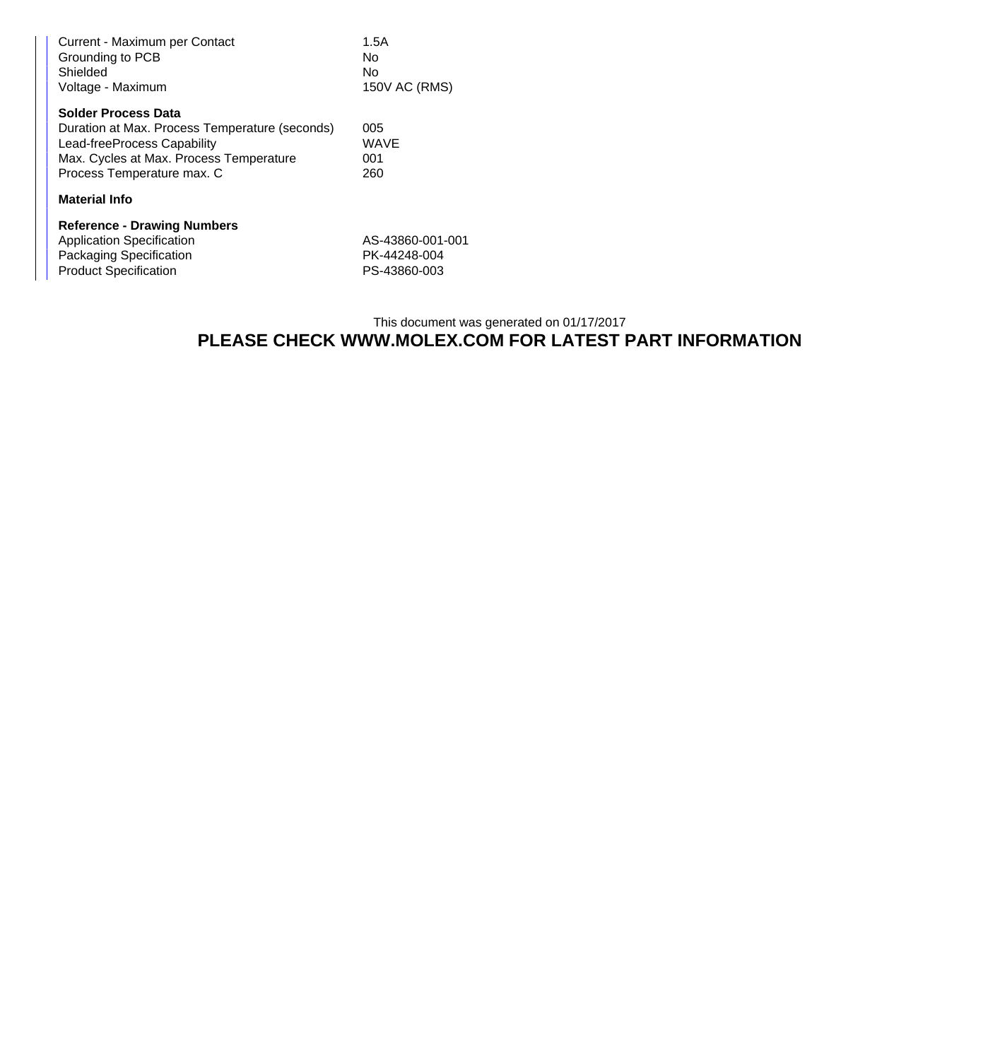| | |
|---|---|
| Current - Maximum per Contact | 1.5A |
| Grounding to PCB | No |
| Shielded | No |
| Voltage - Maximum | 150V AC (RMS) |

**Solder Process Data**

| | |
|---|---|
| Duration at Max. Process Temperature (seconds) | 005 |
| Lead-freeProcess Capability | WAVE |
| Max. Cycles at Max. Process Temperature | 001 |
| Process Temperature max. C | 260 |

**Material Info**

**Reference - Drawing Numbers**

| | |
|---|---|
| Application Specification | AS-43860-001-001 |
| Packaging Specification | PK-44248-004 |
| Product Specification | PS-43860-003 |

This document was generated on 01/17/2017

**PLEASE CHECK WWW.MOLEX.COM FOR LATEST PART INFORMATION**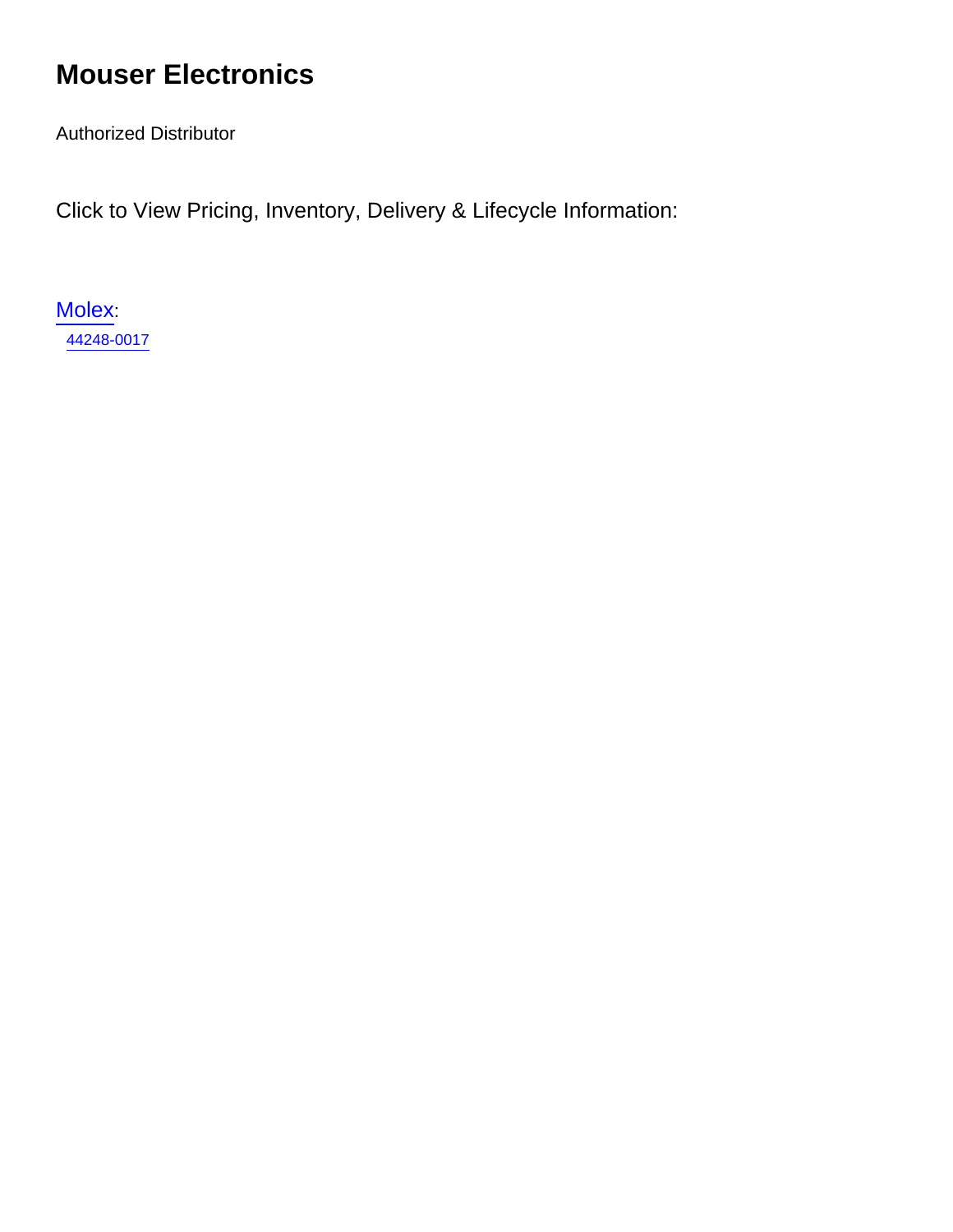# Mouser Electronics

Authorized Distributor

Click to View Pricing, Inventory, Delivery & Lifecycle Information:

Molex:

44248-0017